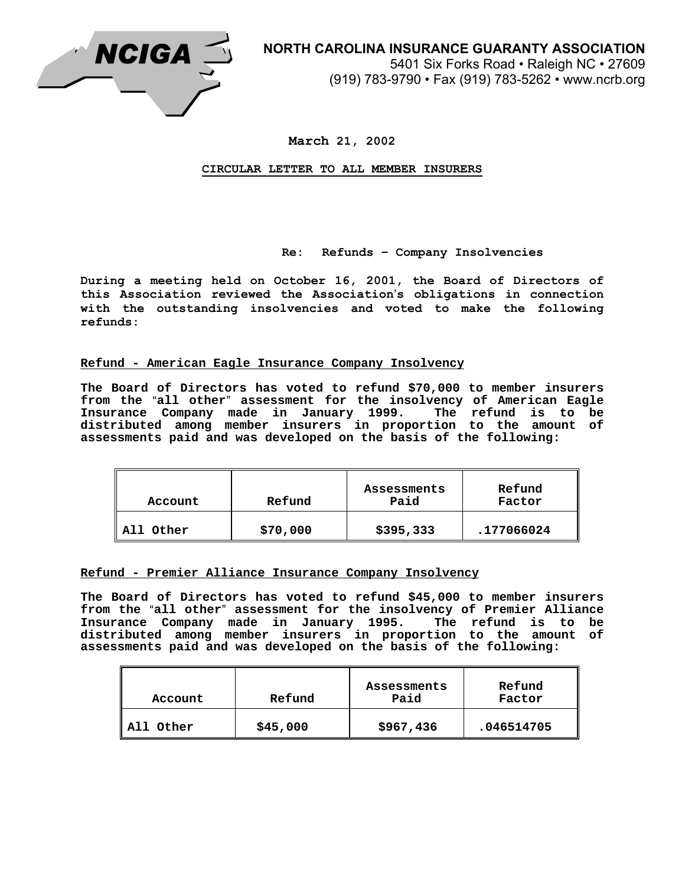**NORTH CAROLINA INSURANCE GUARANTY ASSOCIATION**
5401 Six Forks Road • Raleigh NC • 27609
(919) 783-9790 • Fax (919) 783-5262 • www.ncrb.org

**March 21, 2002**

**CIRCULAR LETTER TO ALL MEMBER INSURERS**

**Re: Refunds – Company Insolvencies**

**During a meeting held on October 16, 2001, the Board of Directors of this Association reviewed the Association's obligations in connection with the outstanding insolvencies and voted to make the following refunds:**

## Refund - American Eagle Insurance Company Insolvency

**The Board of Directors has voted to refund $70,000 to member insurers from the "all other" assessment for the insolvency of American Eagle Insurance Company made in January 1999. The refund is to be distributed among member insurers in proportion to the amount of assessments paid and was developed on the basis of the following:**

| Account | Refund | Assessments Paid | Refund Factor |
|---|---|---|---|
| All Other | $70,000 | $395,333 | .177066024 |

## Refund - Premier Alliance Insurance Company Insolvency

**The Board of Directors has voted to refund $45,000 to member insurers from the "all other" assessment for the insolvency of Premier Alliance Insurance Company made in January 1995. The refund is to be distributed among member insurers in proportion to the amount of assessments paid and was developed on the basis of the following:**

| Account | Refund | Assessments Paid | Refund Factor |
|---|---|---|---|
| All Other | $45,000 | $967,436 | .046514705 |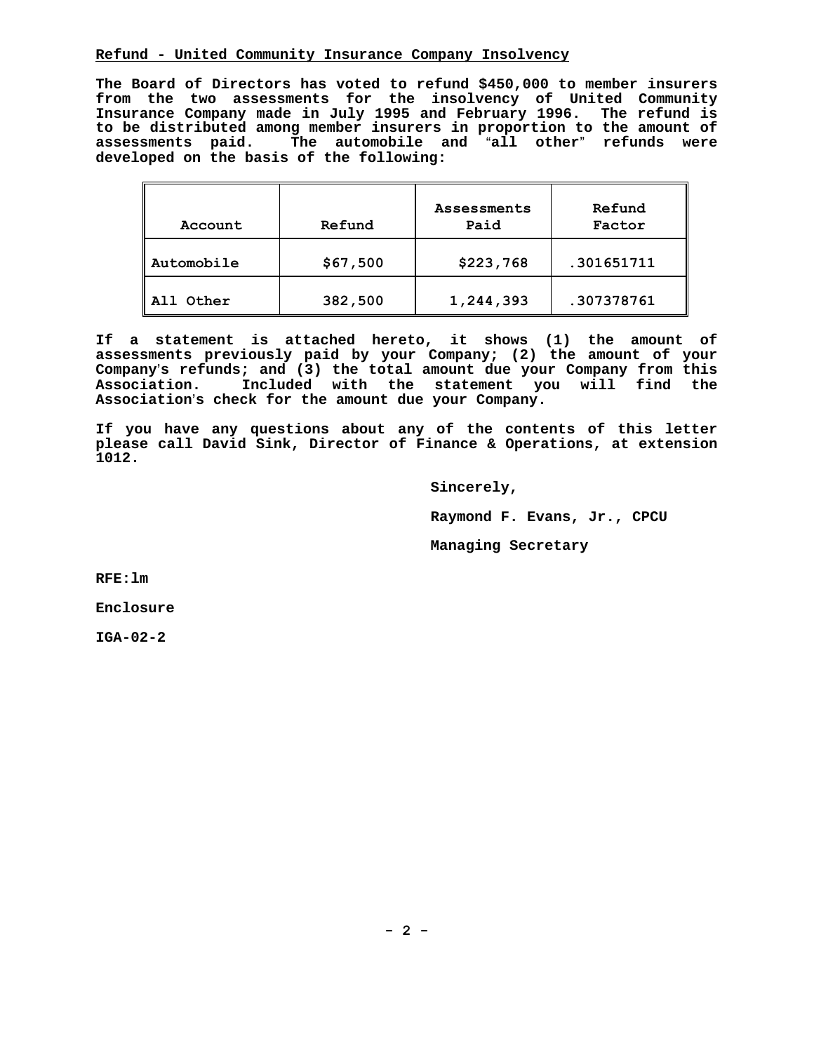**Refund - United Community Insurance Company Insolvency**

**The Board of Directors has voted to refund $450,000 to member insurers from the two assessments for the insolvency of United Community Insurance Company made in July 1995 and February 1996. The refund is to be distributed among member insurers in proportion to the amount of assessments paid. The automobile and "all other" refunds were developed on the basis of the following:**

| Account | Refund | Assessments Paid | Refund Factor |
|---|---|---|---|
| Automobile | $67,500 | $223,768 | .301651711 |
| All Other | 382,500 | 1,244,393 | .307378761 |

**If a statement is attached hereto, it shows (1) the amount of assessments previously paid by your Company; (2) the amount of your Company's refunds; and (3) the total amount due your Company from this Association. Included with the statement you will find the Association's check for the amount due your Company.**

**If you have any questions about any of the contents of this letter please call David Sink, Director of Finance & Operations, at extension 1012.**

**Sincerely,**

**Raymond F. Evans, Jr., CPCU**

**Managing Secretary**

**RFE:lm**

**Enclosure**

**IGA-02-2**